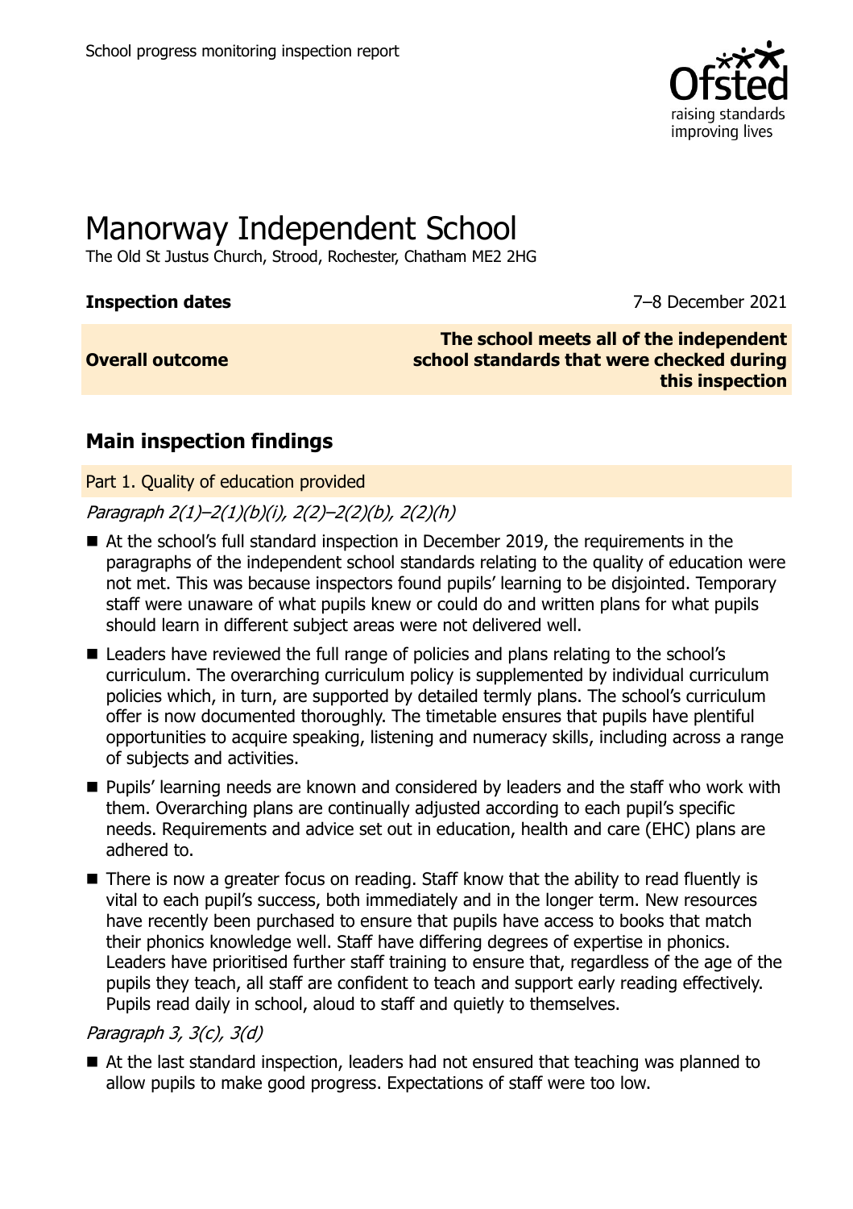School progress monitoring inspection report

# Manorway Independent School

The Old St Justus Church, Strood, Rochester, Chatham ME2 2HG

**Inspection dates** 7–8 December 2021

**Overall outcome** **The school meets all of the independent school standards that were checked during this inspection**

## Main inspection findings

Part 1. Quality of education provided

*Paragraph 2(1)–2(1)(b)(i), 2(2)–2(2)(b), 2(2)(h)*

- At the school's full standard inspection in December 2019, the requirements in the paragraphs of the independent school standards relating to the quality of education were not met. This was because inspectors found pupils' learning to be disjointed. Temporary staff were unaware of what pupils knew or could do and written plans for what pupils should learn in different subject areas were not delivered well.
- Leaders have reviewed the full range of policies and plans relating to the school's curriculum. The overarching curriculum policy is supplemented by individual curriculum policies which, in turn, are supported by detailed termly plans. The school's curriculum offer is now documented thoroughly. The timetable ensures that pupils have plentiful opportunities to acquire speaking, listening and numeracy skills, including across a range of subjects and activities.
- Pupils' learning needs are known and considered by leaders and the staff who work with them. Overarching plans are continually adjusted according to each pupil's specific needs. Requirements and advice set out in education, health and care (EHC) plans are adhered to.
- There is now a greater focus on reading. Staff know that the ability to read fluently is vital to each pupil's success, both immediately and in the longer term. New resources have recently been purchased to ensure that pupils have access to books that match their phonics knowledge well. Staff have differing degrees of expertise in phonics. Leaders have prioritised further staff training to ensure that, regardless of the age of the pupils they teach, all staff are confident to teach and support early reading effectively. Pupils read daily in school, aloud to staff and quietly to themselves.

*Paragraph 3, 3(c), 3(d)*

- At the last standard inspection, leaders had not ensured that teaching was planned to allow pupils to make good progress. Expectations of staff were too low.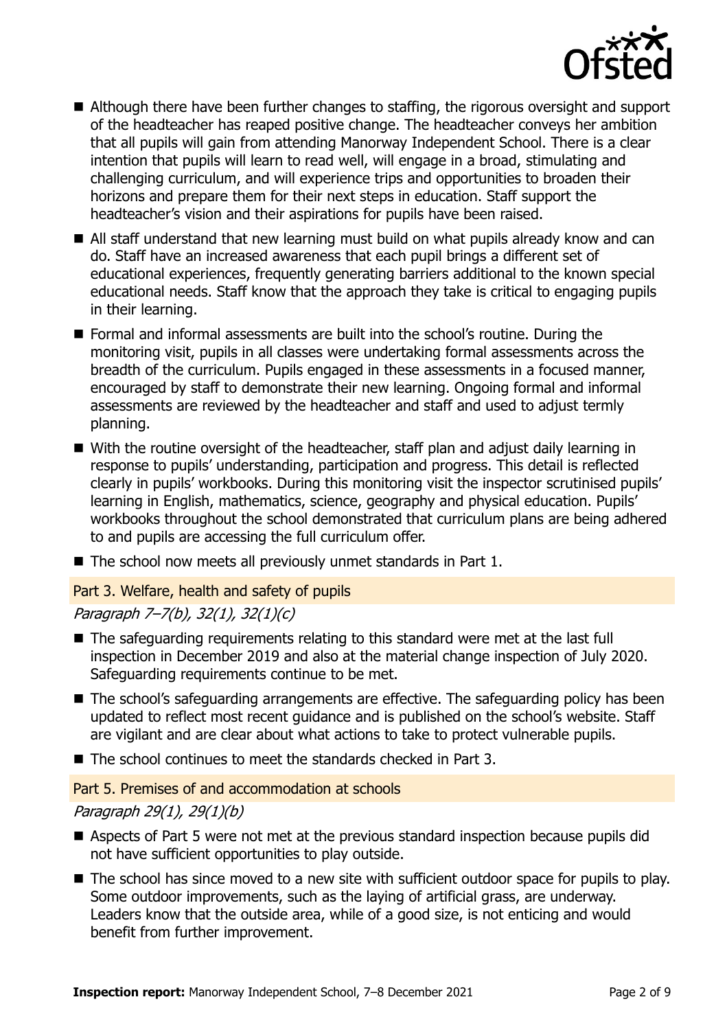- Although there have been further changes to staffing, the rigorous oversight and support of the headteacher has reaped positive change. The headteacher conveys her ambition that all pupils will gain from attending Manorway Independent School. There is a clear intention that pupils will learn to read well, will engage in a broad, stimulating and challenging curriculum, and will experience trips and opportunities to broaden their horizons and prepare them for their next steps in education. Staff support the headteacher's vision and their aspirations for pupils have been raised.
- All staff understand that new learning must build on what pupils already know and can do. Staff have an increased awareness that each pupil brings a different set of educational experiences, frequently generating barriers additional to the known special educational needs. Staff know that the approach they take is critical to engaging pupils in their learning.
- Formal and informal assessments are built into the school's routine. During the monitoring visit, pupils in all classes were undertaking formal assessments across the breadth of the curriculum. Pupils engaged in these assessments in a focused manner, encouraged by staff to demonstrate their new learning. Ongoing formal and informal assessments are reviewed by the headteacher and staff and used to adjust termly planning.
- With the routine oversight of the headteacher, staff plan and adjust daily learning in response to pupils' understanding, participation and progress. This detail is reflected clearly in pupils' workbooks. During this monitoring visit the inspector scrutinised pupils' learning in English, mathematics, science, geography and physical education. Pupils' workbooks throughout the school demonstrated that curriculum plans are being adhered to and pupils are accessing the full curriculum offer.
- The school now meets all previously unmet standards in Part 1.

## Part 3. Welfare, health and safety of pupils

*Paragraph 7–7(b), 32(1), 32(1)(c)*

- The safeguarding requirements relating to this standard were met at the last full inspection in December 2019 and also at the material change inspection of July 2020. Safeguarding requirements continue to be met.
- The school's safeguarding arrangements are effective. The safeguarding policy has been updated to reflect most recent guidance and is published on the school's website. Staff are vigilant and are clear about what actions to take to protect vulnerable pupils.
- The school continues to meet the standards checked in Part 3.

## Part 5. Premises of and accommodation at schools

*Paragraph 29(1), 29(1)(b)*

- Aspects of Part 5 were not met at the previous standard inspection because pupils did not have sufficient opportunities to play outside.
- The school has since moved to a new site with sufficient outdoor space for pupils to play. Some outdoor improvements, such as the laying of artificial grass, are underway. Leaders know that the outside area, while of a good size, is not enticing and would benefit from further improvement.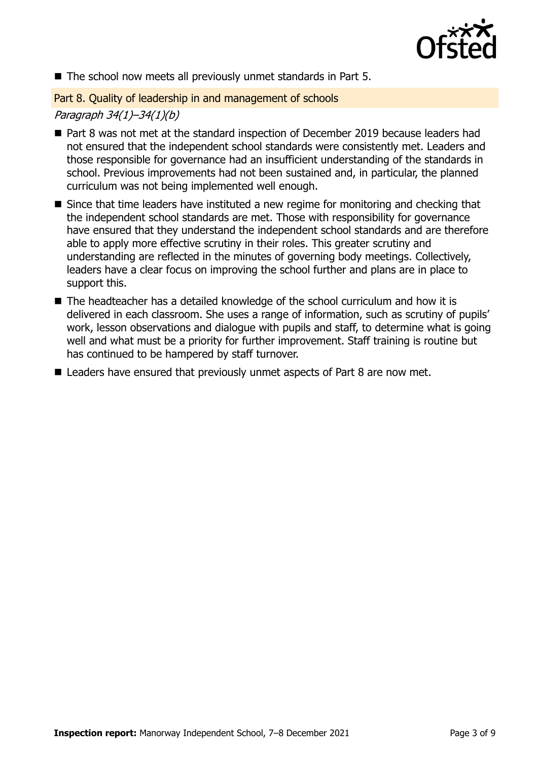- The school now meets all previously unmet standards in Part 5.

## Part 8. Quality of leadership in and management of schools

*Paragraph 34(1)–34(1)(b)*

- Part 8 was not met at the standard inspection of December 2019 because leaders had not ensured that the independent school standards were consistently met. Leaders and those responsible for governance had an insufficient understanding of the standards in school. Previous improvements had not been sustained and, in particular, the planned curriculum was not being implemented well enough.
- Since that time leaders have instituted a new regime for monitoring and checking that the independent school standards are met. Those with responsibility for governance have ensured that they understand the independent school standards and are therefore able to apply more effective scrutiny in their roles. This greater scrutiny and understanding are reflected in the minutes of governing body meetings. Collectively, leaders have a clear focus on improving the school further and plans are in place to support this.
- The headteacher has a detailed knowledge of the school curriculum and how it is delivered in each classroom. She uses a range of information, such as scrutiny of pupils' work, lesson observations and dialogue with pupils and staff, to determine what is going well and what must be a priority for further improvement. Staff training is routine but has continued to be hampered by staff turnover.
- Leaders have ensured that previously unmet aspects of Part 8 are now met.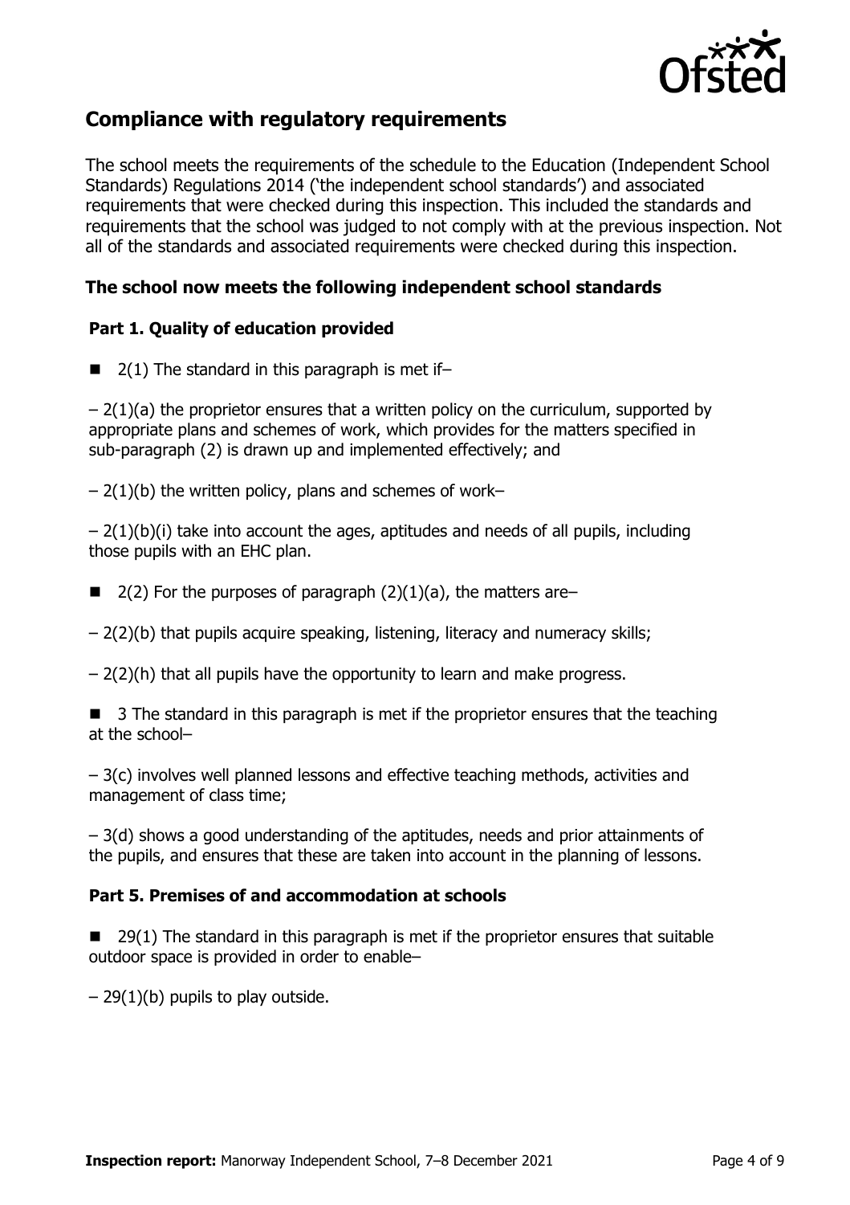## Compliance with regulatory requirements

The school meets the requirements of the schedule to the Education (Independent School Standards) Regulations 2014 ('the independent school standards') and associated requirements that were checked during this inspection. This included the standards and requirements that the school was judged to not comply with at the previous inspection. Not all of the standards and associated requirements were checked during this inspection.

### The school now meets the following independent school standards

#### Part 1. Quality of education provided

- 2(1) The standard in this paragraph is met if–

– 2(1)(a) the proprietor ensures that a written policy on the curriculum, supported by appropriate plans and schemes of work, which provides for the matters specified in sub-paragraph (2) is drawn up and implemented effectively; and

– 2(1)(b) the written policy, plans and schemes of work–

– 2(1)(b)(i) take into account the ages, aptitudes and needs of all pupils, including those pupils with an EHC plan.

- 2(2) For the purposes of paragraph (2)(1)(a), the matters are–

– 2(2)(b) that pupils acquire speaking, listening, literacy and numeracy skills;

– 2(2)(h) that all pupils have the opportunity to learn and make progress.

- 3 The standard in this paragraph is met if the proprietor ensures that the teaching at the school–

– 3(c) involves well planned lessons and effective teaching methods, activities and management of class time;

– 3(d) shows a good understanding of the aptitudes, needs and prior attainments of the pupils, and ensures that these are taken into account in the planning of lessons.

#### Part 5. Premises of and accommodation at schools

- 29(1) The standard in this paragraph is met if the proprietor ensures that suitable outdoor space is provided in order to enable–

– 29(1)(b) pupils to play outside.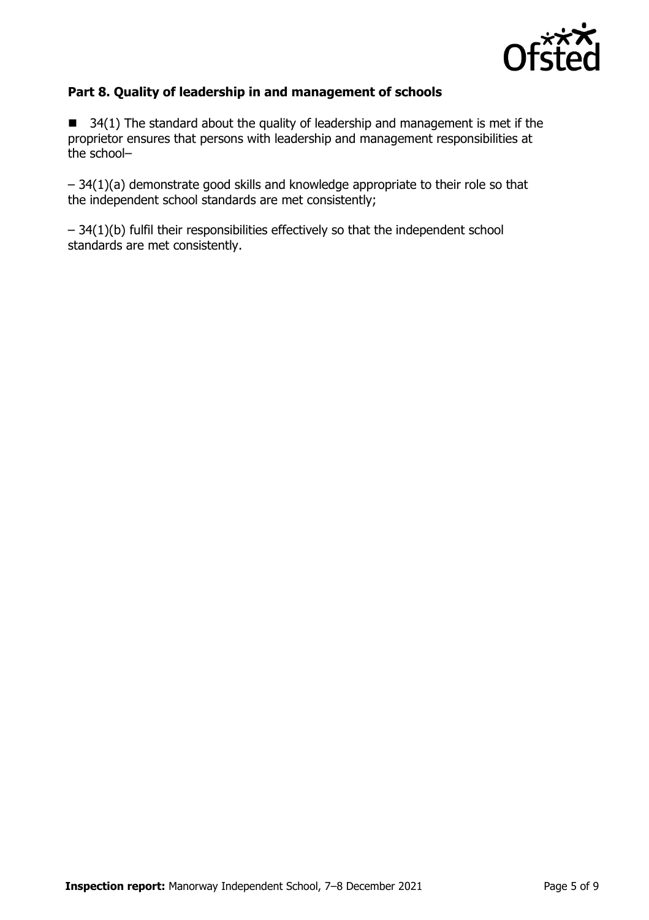### Part 8. Quality of leadership in and management of schools

- 34(1) The standard about the quality of leadership and management is met if the proprietor ensures that persons with leadership and management responsibilities at the school–

  – 34(1)(a) demonstrate good skills and knowledge appropriate to their role so that the independent school standards are met consistently;

  – 34(1)(b) fulfil their responsibilities effectively so that the independent school standards are met consistently.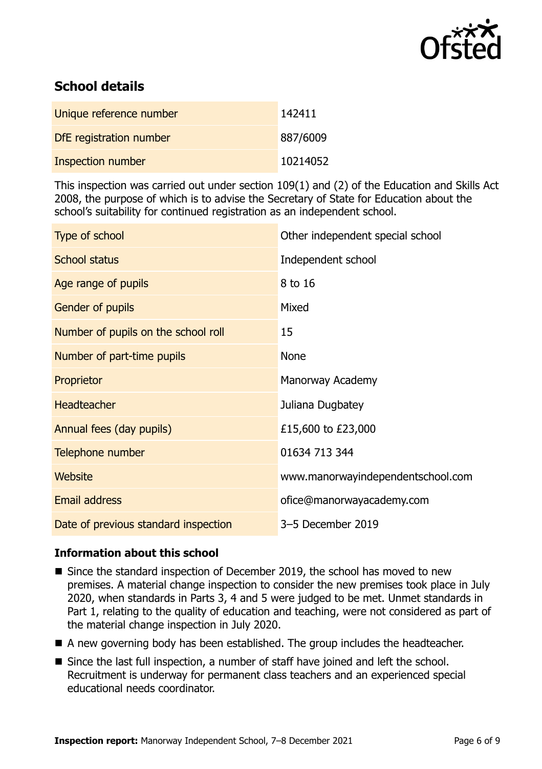## School details

| | |
|---|---|
| Unique reference number | 142411 |
| DfE registration number | 887/6009 |
| Inspection number | 10214052 |

This inspection was carried out under section 109(1) and (2) of the Education and Skills Act 2008, the purpose of which is to advise the Secretary of State for Education about the school's suitability for continued registration as an independent school.

| | |
|---|---|
| Type of school | Other independent special school |
| School status | Independent school |
| Age range of pupils | 8 to 16 |
| Gender of pupils | Mixed |
| Number of pupils on the school roll | 15 |
| Number of part-time pupils | None |
| Proprietor | Manorway Academy |
| Headteacher | Juliana Dugbatey |
| Annual fees (day pupils) | £15,600 to £23,000 |
| Telephone number | 01634 713 344 |
| Website | www.manorwayindependentschool.com |
| Email address | ofice@manorwayacademy.com |
| Date of previous standard inspection | 3–5 December 2019 |

### Information about this school

- Since the standard inspection of December 2019, the school has moved to new premises. A material change inspection to consider the new premises took place in July 2020, when standards in Parts 3, 4 and 5 were judged to be met. Unmet standards in Part 1, relating to the quality of education and teaching, were not considered as part of the material change inspection in July 2020.
- A new governing body has been established. The group includes the headteacher.
- Since the last full inspection, a number of staff have joined and left the school. Recruitment is underway for permanent class teachers and an experienced special educational needs coordinator.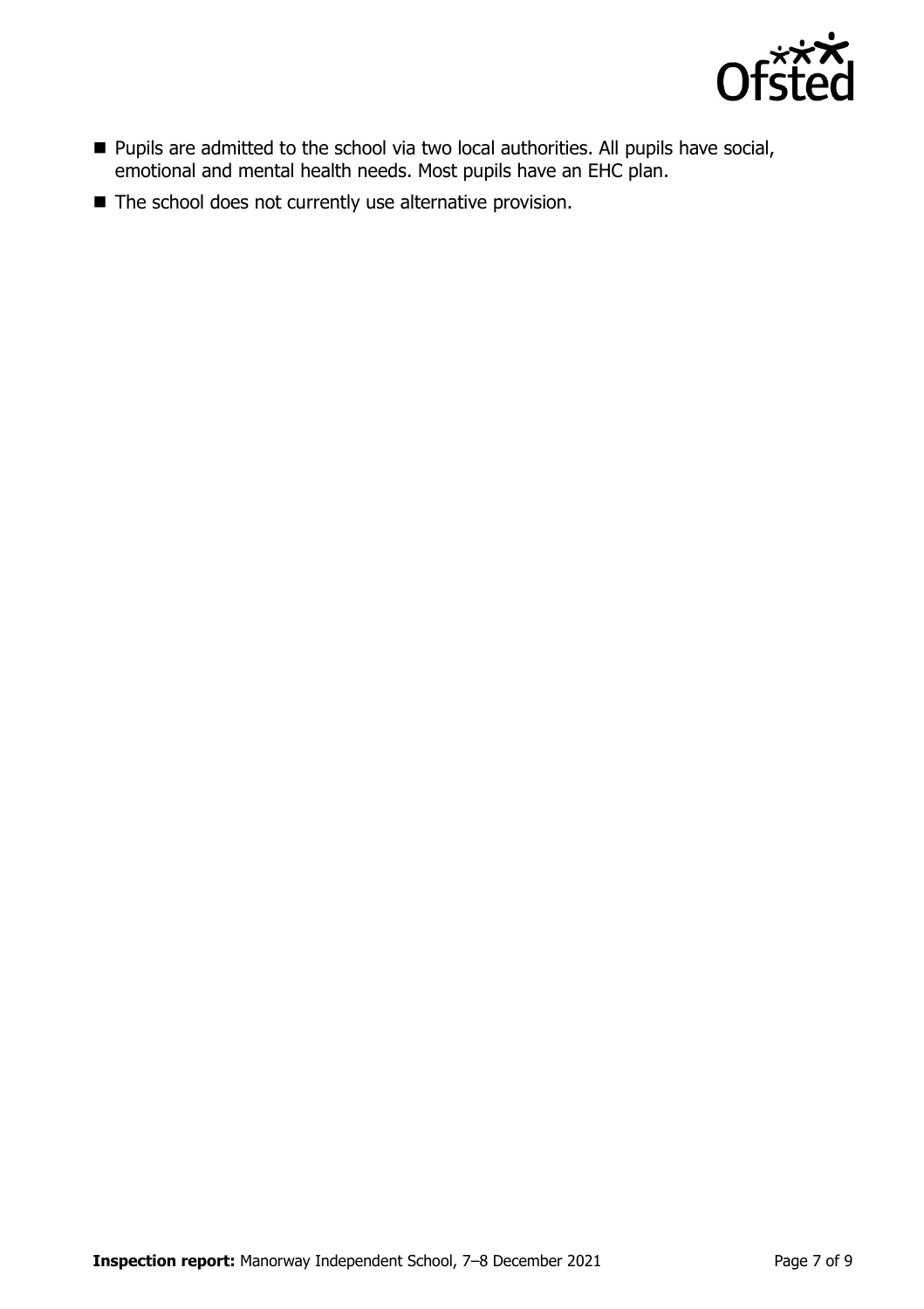- Pupils are admitted to the school via two local authorities. All pupils have social, emotional and mental health needs. Most pupils have an EHC plan.
- The school does not currently use alternative provision.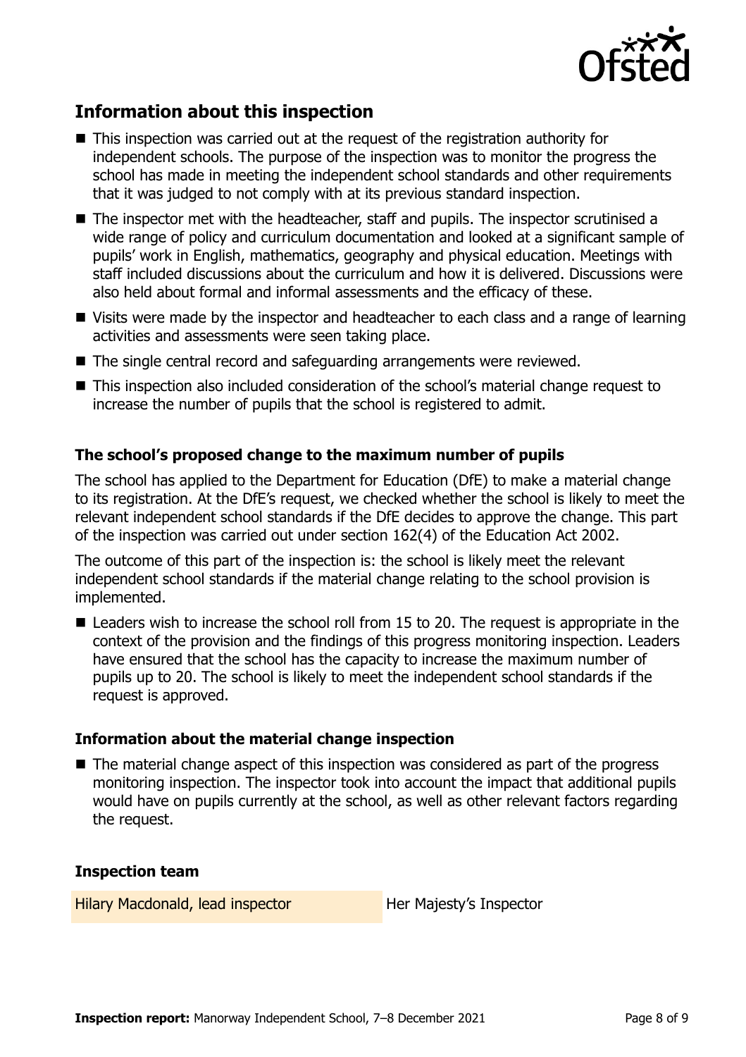## Information about this inspection

- This inspection was carried out at the request of the registration authority for independent schools. The purpose of the inspection was to monitor the progress the school has made in meeting the independent school standards and other requirements that it was judged to not comply with at its previous standard inspection.
- The inspector met with the headteacher, staff and pupils. The inspector scrutinised a wide range of policy and curriculum documentation and looked at a significant sample of pupils' work in English, mathematics, geography and physical education. Meetings with staff included discussions about the curriculum and how it is delivered. Discussions were also held about formal and informal assessments and the efficacy of these.
- Visits were made by the inspector and headteacher to each class and a range of learning activities and assessments were seen taking place.
- The single central record and safeguarding arrangements were reviewed.
- This inspection also included consideration of the school's material change request to increase the number of pupils that the school is registered to admit.

### The school's proposed change to the maximum number of pupils

The school has applied to the Department for Education (DfE) to make a material change to its registration. At the DfE's request, we checked whether the school is likely to meet the relevant independent school standards if the DfE decides to approve the change. This part of the inspection was carried out under section 162(4) of the Education Act 2002.

The outcome of this part of the inspection is: the school is likely meet the relevant independent school standards if the material change relating to the school provision is implemented.

- Leaders wish to increase the school roll from 15 to 20. The request is appropriate in the context of the provision and the findings of this progress monitoring inspection. Leaders have ensured that the school has the capacity to increase the maximum number of pupils up to 20. The school is likely to meet the independent school standards if the request is approved.

### Information about the material change inspection

- The material change aspect of this inspection was considered as part of the progress monitoring inspection. The inspector took into account the impact that additional pupils would have on pupils currently at the school, as well as other relevant factors regarding the request.

### Inspection team

| | |
|---|---|
| Hilary Macdonald, lead inspector | Her Majesty's Inspector |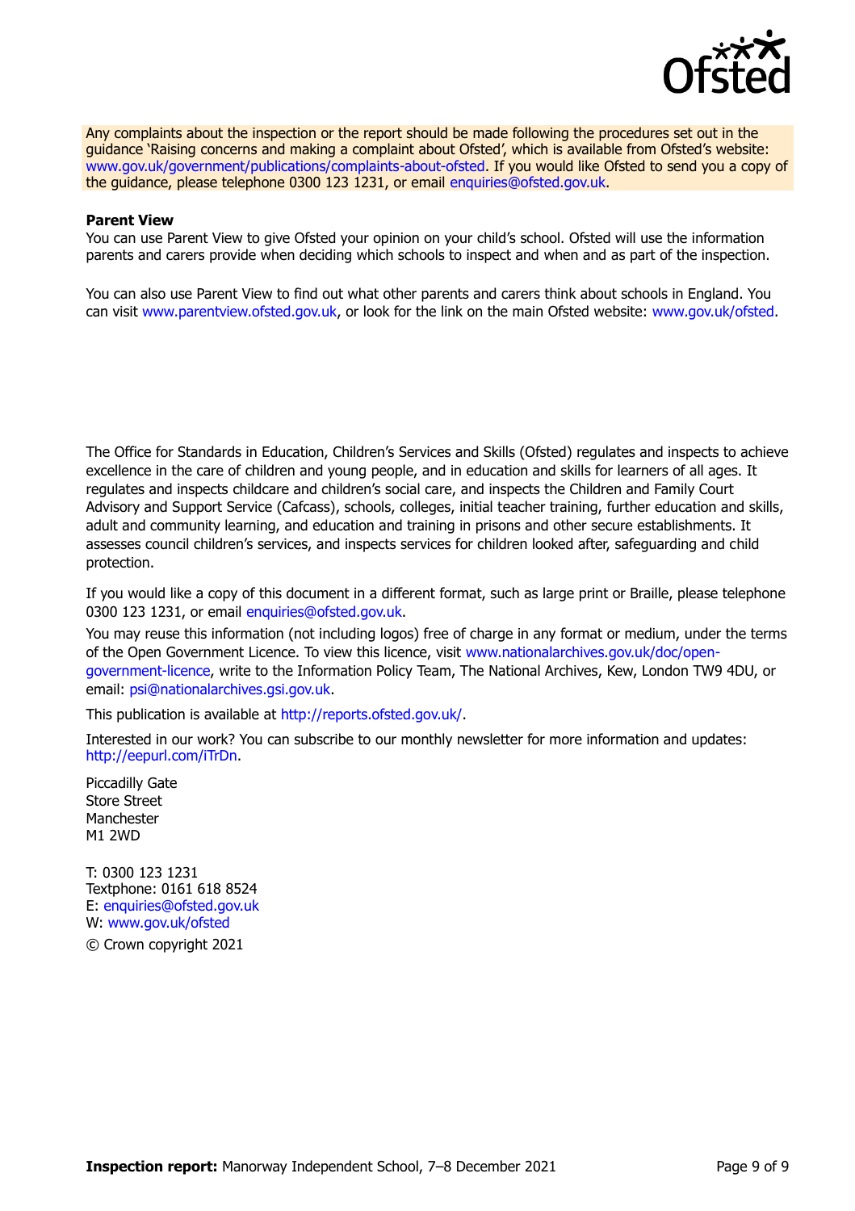Any complaints about the inspection or the report should be made following the procedures set out in the guidance 'Raising concerns and making a complaint about Ofsted', which is available from Ofsted's website: www.gov.uk/government/publications/complaints-about-ofsted. If you would like Ofsted to send you a copy of the guidance, please telephone 0300 123 1231, or email enquiries@ofsted.gov.uk.

**Parent View**

You can use Parent View to give Ofsted your opinion on your child's school. Ofsted will use the information parents and carers provide when deciding which schools to inspect and when and as part of the inspection.

You can also use Parent View to find out what other parents and carers think about schools in England. You can visit www.parentview.ofsted.gov.uk, or look for the link on the main Ofsted website: www.gov.uk/ofsted.

The Office for Standards in Education, Children's Services and Skills (Ofsted) regulates and inspects to achieve excellence in the care of children and young people, and in education and skills for learners of all ages. It regulates and inspects childcare and children's social care, and inspects the Children and Family Court Advisory and Support Service (Cafcass), schools, colleges, initial teacher training, further education and skills, adult and community learning, and education and training in prisons and other secure establishments. It assesses council children's services, and inspects services for children looked after, safeguarding and child protection.

If you would like a copy of this document in a different format, such as large print or Braille, please telephone 0300 123 1231, or email enquiries@ofsted.gov.uk.

You may reuse this information (not including logos) free of charge in any format or medium, under the terms of the Open Government Licence. To view this licence, visit www.nationalarchives.gov.uk/doc/open-government-licence, write to the Information Policy Team, The National Archives, Kew, London TW9 4DU, or email: psi@nationalarchives.gsi.gov.uk.

This publication is available at http://reports.ofsted.gov.uk/.

Interested in our work? You can subscribe to our monthly newsletter for more information and updates: http://eepurl.com/iTrDn.

Piccadilly Gate
Store Street
Manchester
M1 2WD

T: 0300 123 1231
Textphone: 0161 618 8524
E: enquiries@ofsted.gov.uk
W: www.gov.uk/ofsted

© Crown copyright 2021